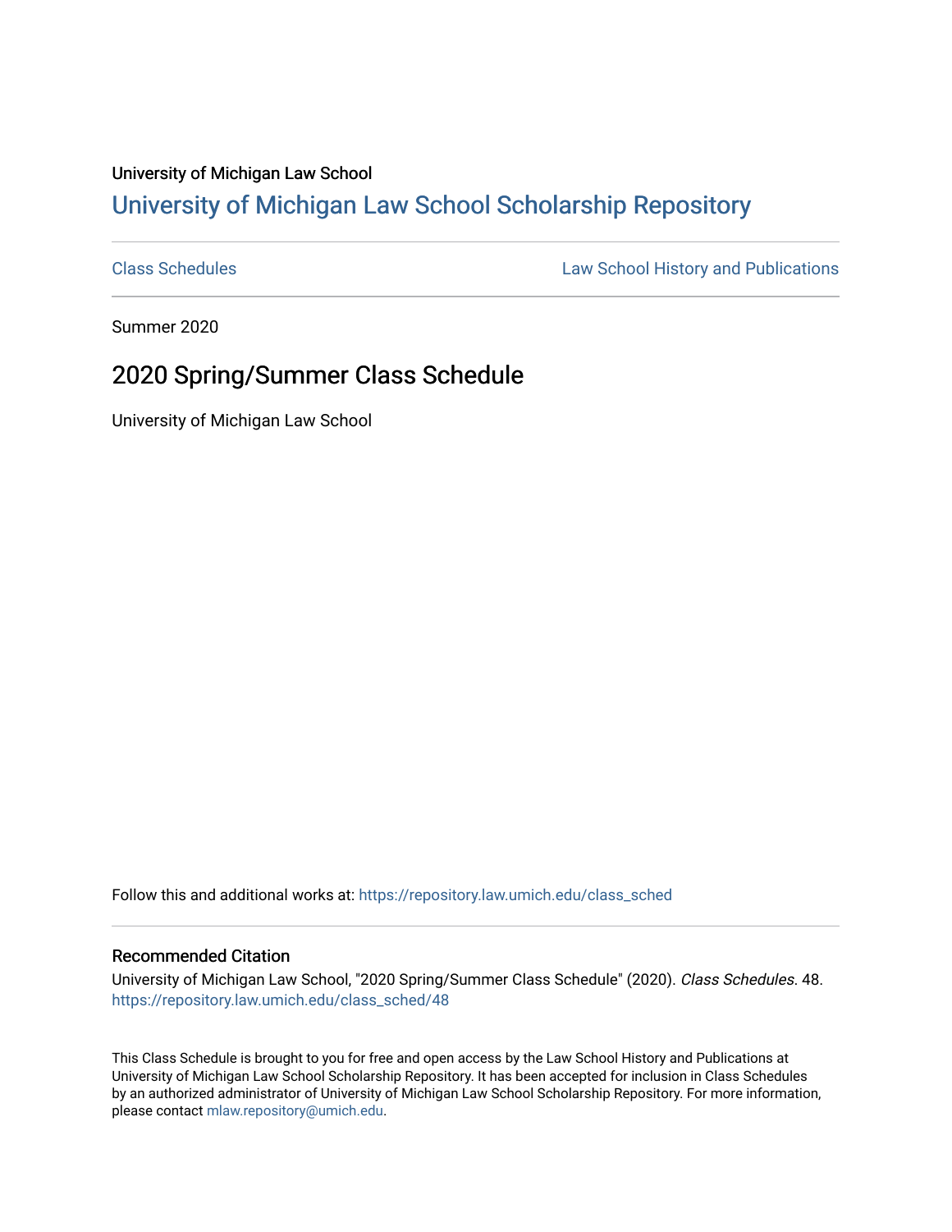University of Michigan Law School

# University of Michigan Law School Scholarship Repository

Class Schedules | Law School History and Publications

Summer 2020

## 2020 Spring/Summer Class Schedule

University of Michigan Law School

Follow this and additional works at: https://repository.law.umich.edu/class_sched

### Recommended Citation

University of Michigan Law School, "2020 Spring/Summer Class Schedule" (2020). *Class Schedules*. 48.
https://repository.law.umich.edu/class_sched/48

This Class Schedule is brought to you for free and open access by the Law School History and Publications at University of Michigan Law School Scholarship Repository. It has been accepted for inclusion in Class Schedules by an authorized administrator of University of Michigan Law School Scholarship Repository. For more information, please contact mlaw.repository@umich.edu.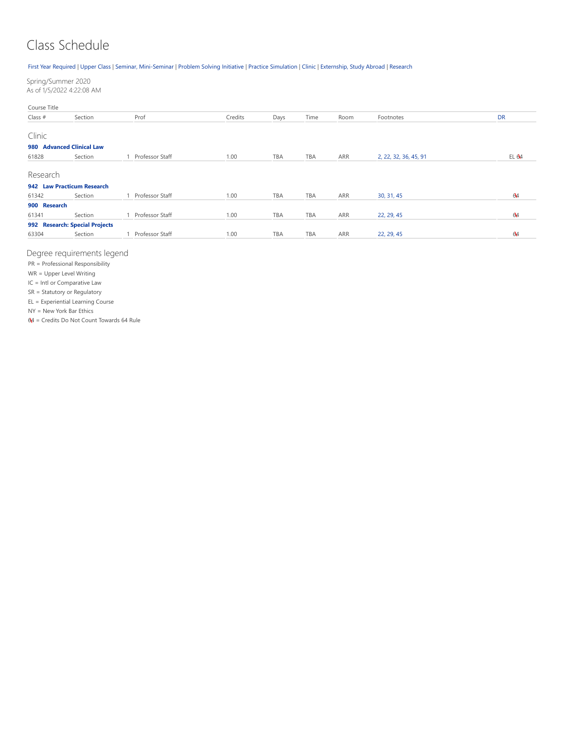# Class Schedule

First Year Required | Upper Class | Seminar, Mini-Seminar | Problem Solving Initiative | Practice Simulation | Clinic | Externship, Study Abroad | Research

Spring/Summer 2020
As of 1/5/2022 4:22:08 AM

| Class # | Section | | Prof | Credits | Days | Time | Room | Footnotes | DR |
|---|---|---|---|---|---|---|---|---|---|
| **Clinic** | | | | | | | | | |
| **980 Advanced Clinical Law** | | | | | | | | | |
| 61828 | Section | 1 | Professor Staff | 1.00 | TBA | TBA | ARR | 2, 22, 32, 36, 45, 91 | EL 64 |
| **Research** | | | | | | | | | |
| **942 Law Practicum Research** | | | | | | | | | |
| 61342 | Section | 1 | Professor Staff | 1.00 | TBA | TBA | ARR | 30, 31, 45 | 64 |
| **900 Research** | | | | | | | | | |
| 61341 | Section | 1 | Professor Staff | 1.00 | TBA | TBA | ARR | 22, 29, 45 | 64 |
| **992 Research: Special Projects** | | | | | | | | | |
| 63304 | Section | 1 | Professor Staff | 1.00 | TBA | TBA | ARR | 22, 29, 45 | 64 |

## Degree requirements legend

PR = Professional Responsibility
WR = Upper Level Writing
IC = Intl or Comparative Law
SR = Statutory or Regulatory
EL = Experiential Learning Course
NY = New York Bar Ethics
64 = Credits Do Not Count Towards 64 Rule